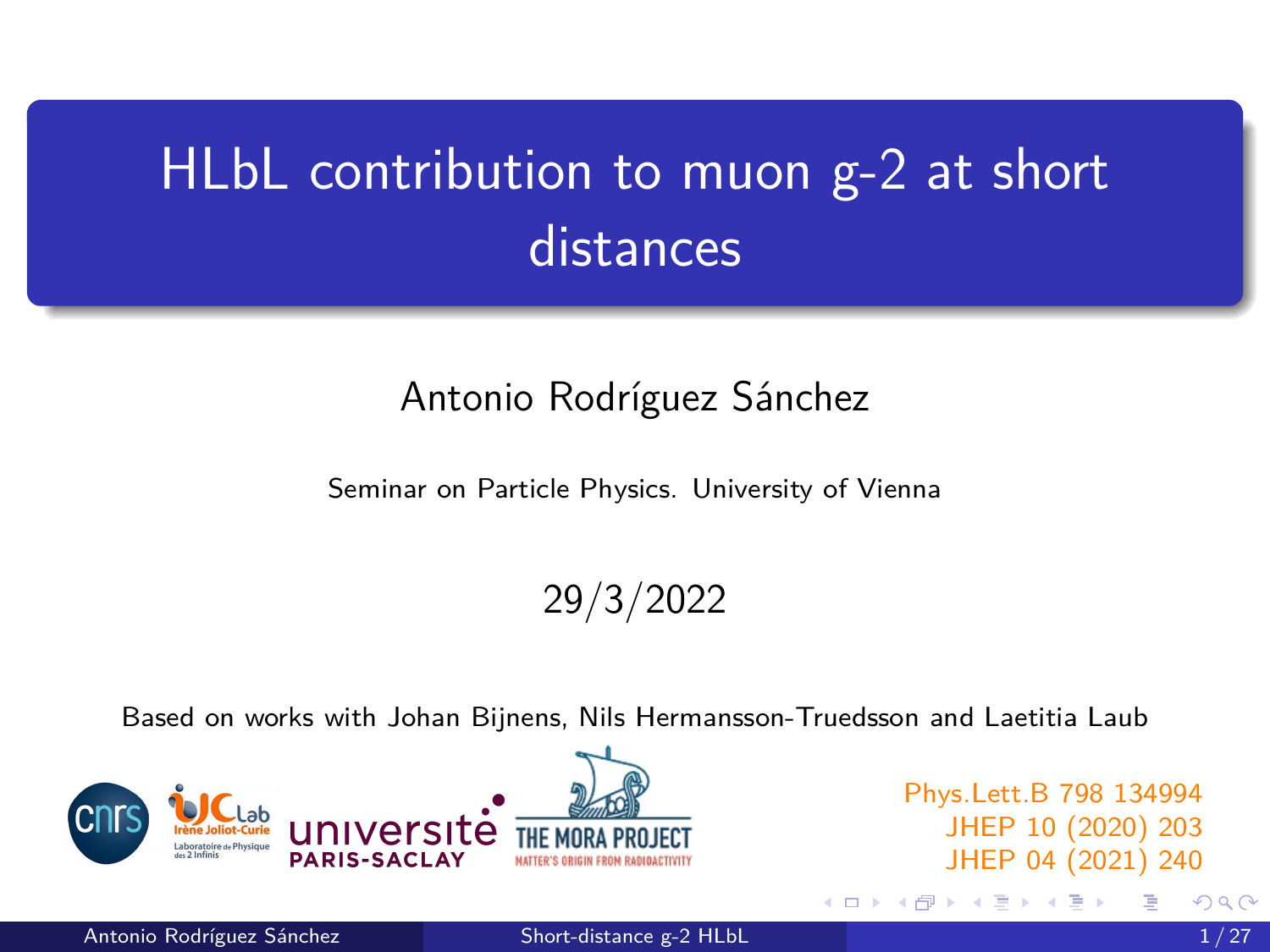# HLbL contribution to muon g-2 at short distances

Antonio Rodríguez Sánchez

Seminar on Particle Physics. University of Vienna

29/3/2022

Based on works with Johan Bijnens, Nils Hermansson-Truedsson and Laetitia Laub

Phys.Lett.B 798 134994
JHEP 10 (2020) 203
JHEP 04 (2021) 240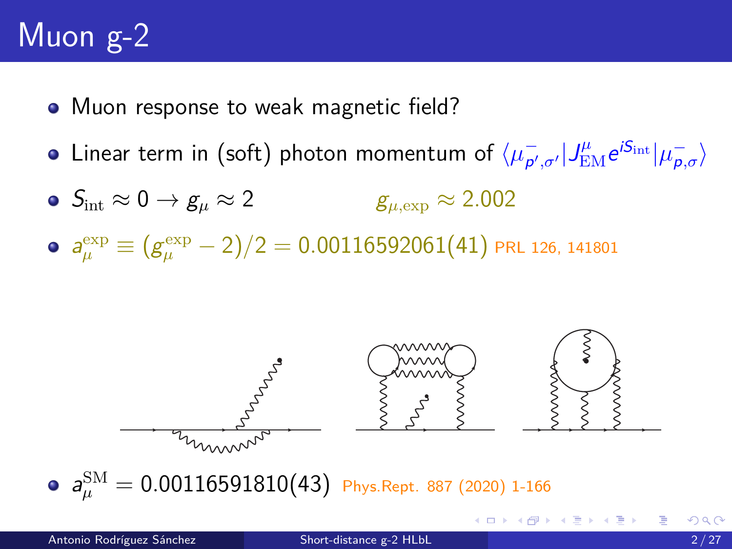# Muon g-2

- Muon response to weak magnetic field?
- Linear term in (soft) photon momentum of $\langle \mu^-_{p',\sigma'} | J^\mu_{\rm EM} e^{iS_{\rm int}} | \mu^-_{p,\sigma} \rangle$
- $S_{\rm int} \approx 0 \to g_\mu \approx 2$ $\qquad g_{\mu,\rm exp} \approx 2.002$
- $a_\mu^{\rm exp} \equiv (g_\mu^{\rm exp} - 2)/2 = 0.00116592061(41)$ PRL 126, 141801
- $a_\mu^{\rm SM} = 0.00116591810(43)$ Phys.Rept. 887 (2020) 1-166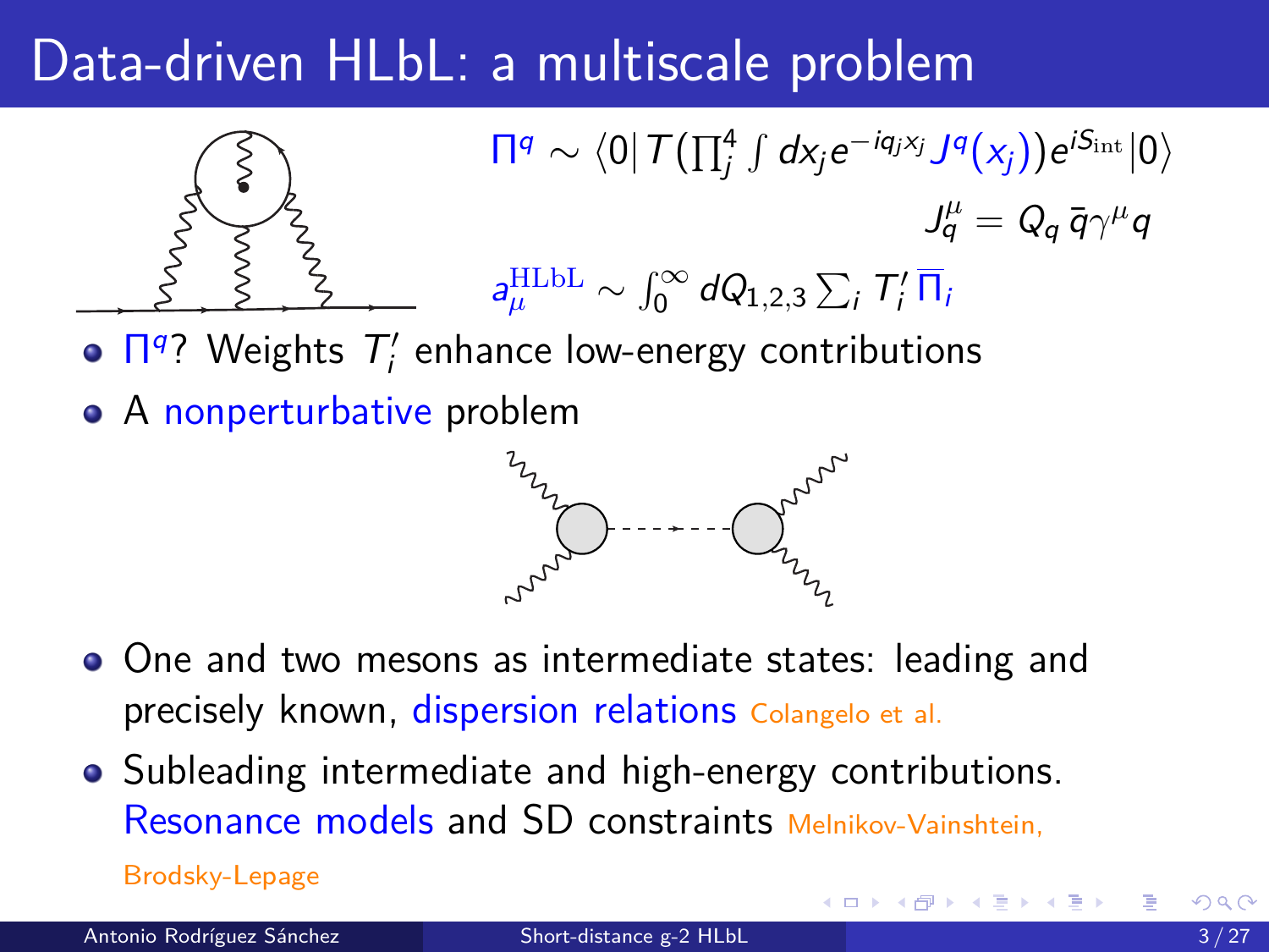# Data-driven HLbL: a multiscale problem

$$\Pi^q \sim \langle 0| T\left(\prod_j^4 \int dx_j e^{-iq_jx_j} J^q(x_j)\right) e^{iS_{\rm int}}|0\rangle$$

$$J_q^\mu = Q_q\, \bar{q}\gamma^\mu q$$

$$a_\mu^{\rm HLbL} \sim \int_0^\infty dQ_{1,2,3} \sum_i T_i' \,\overline{\Pi}_i$$

- $\Pi^q$? Weights $T_i'$ enhance low-energy contributions
- A nonperturbative problem
- One and two mesons as intermediate states: leading and precisely known, dispersion relations Colangelo et al.
- Subleading intermediate and high-energy contributions. Resonance models and SD constraints Melnikov-Vainshtein, Brodsky-Lepage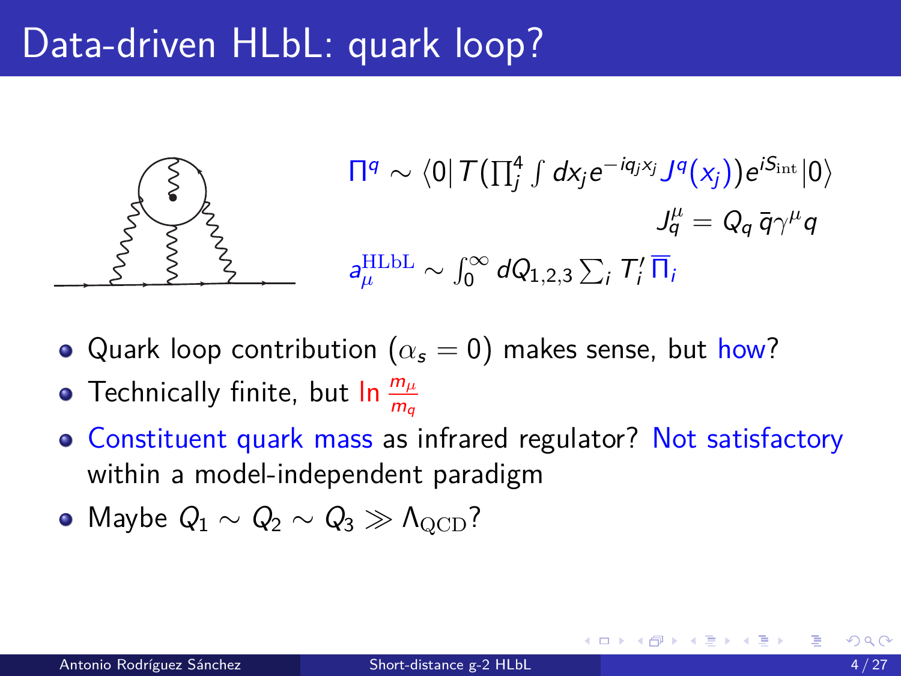# Data-driven HLbL: quark loop?

$$\Pi^q \sim \langle 0| T\left(\prod_j^4 \int dx_j e^{-iq_j x_j} J^q(x_j)\right) e^{iS_{\rm int}} |0\rangle$$

$$J_q^\mu = Q_q \, \bar{q}\gamma^\mu q$$

$$a_\mu^{\rm HLbL} \sim \int_0^\infty dQ_{1,2,3} \sum_i T_i' \, \overline{\Pi}_i$$

- Quark loop contribution ($\alpha_s = 0$) makes sense, but how?
- Technically finite, but $\ln \frac{m_\mu}{m_q}$
- Constituent quark mass as infrared regulator? Not satisfactory within a model-independent paradigm
- Maybe $Q_1 \sim Q_2 \sim Q_3 \gg \Lambda_{\rm QCD}$?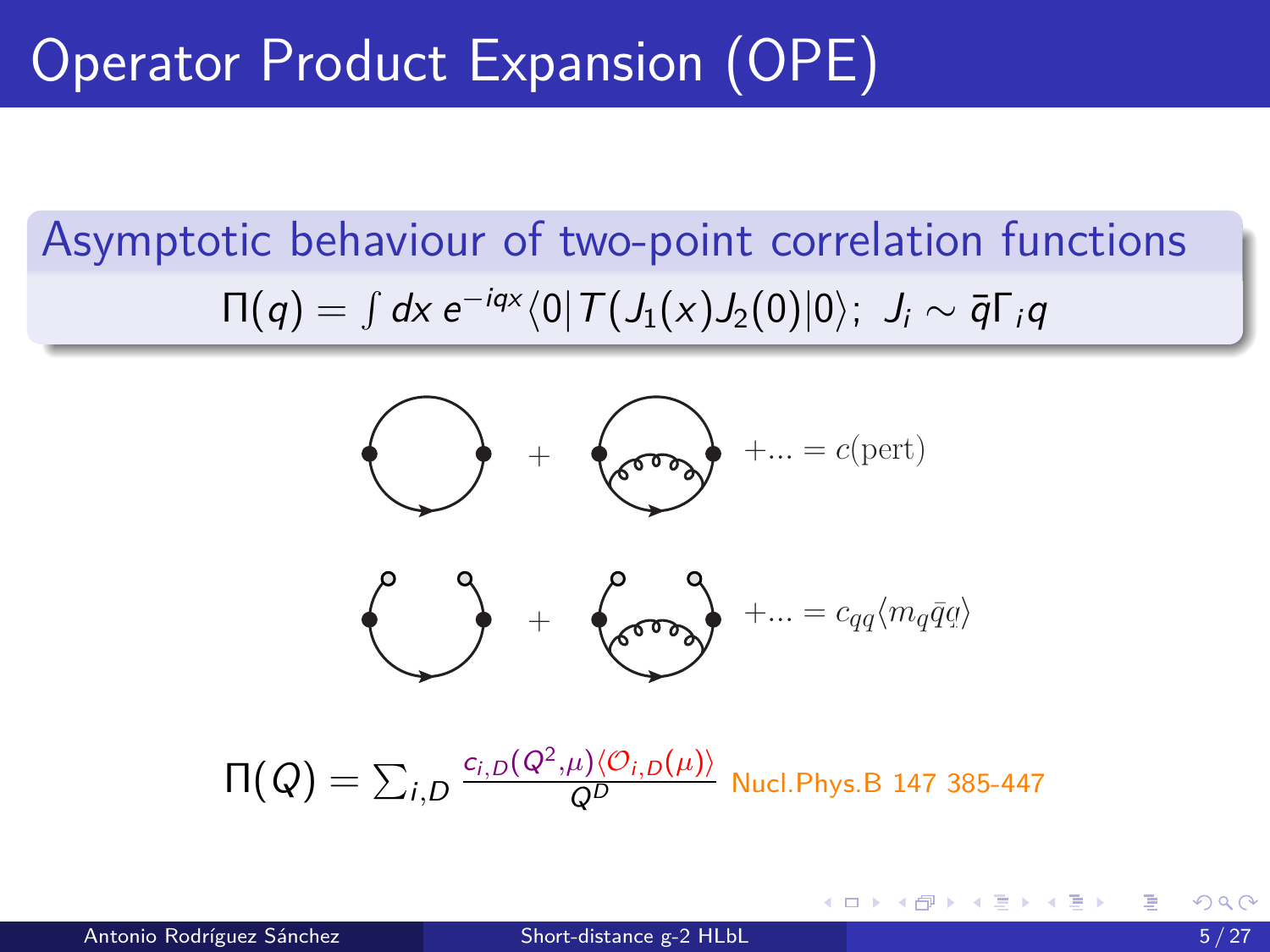# Operator Product Expansion (OPE)

## Asymptotic behaviour of two-point correlation functions

$$\Pi(q) = \int dx\, e^{-iqx} \langle 0 | T(J_1(x) J_2(0)|0\rangle;\; J_i \sim \bar{q}\Gamma_i q$$

$+ \ldots = c(\text{pert})$

$+ \ldots = c_{qq}\langle m_q \bar{q}q\rangle$

$$\Pi(Q) = \sum_{i,D} \frac{c_{i,D}(Q^2,\mu)\langle \mathcal{O}_{i,D}(\mu)\rangle}{Q^D}$$ Nucl.Phys.B 147 385-447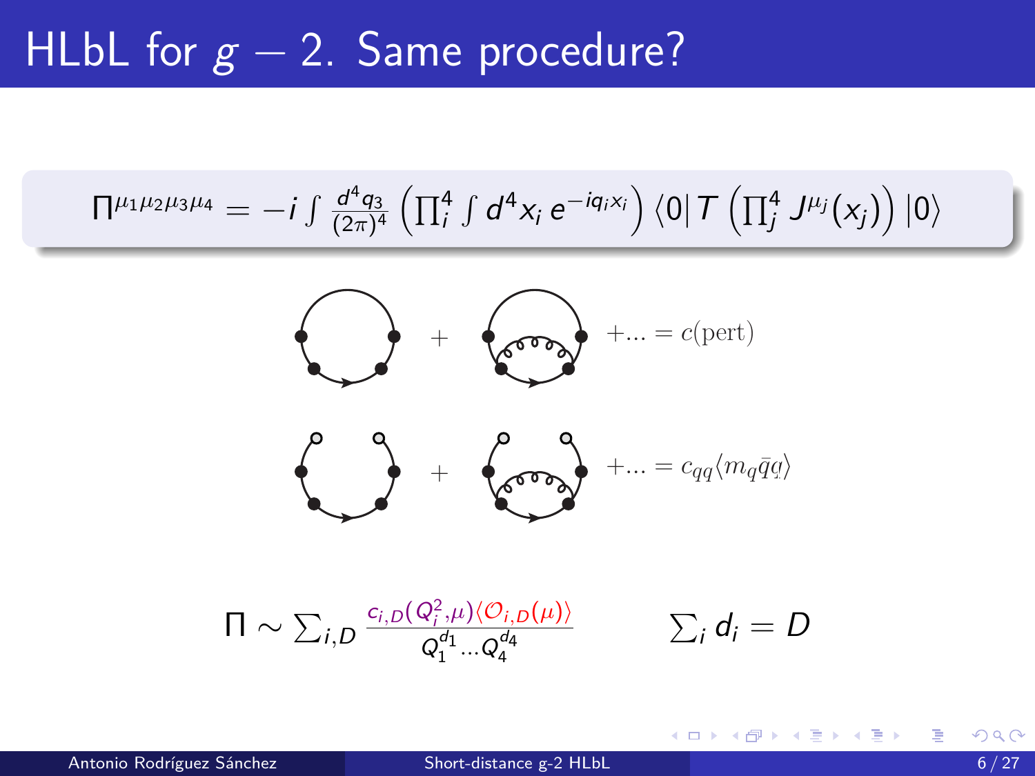# HLbL for $g-2$. Same procedure?

$$\Pi^{\mu_1\mu_2\mu_3\mu_4} = -i \int \frac{d^4 q_3}{(2\pi)^4} \left( \prod_i^4 \int d^4 x_i \, e^{-i q_i x_i} \right) \langle 0 | T \left( \prod_j^4 J^{\mu_j}(x_j) \right) | 0 \rangle$$

$+ \ldots = c(\text{pert})$

$+ \ldots = c_{qq} \langle m_q \bar{q} q \rangle$

$$\Pi \sim \sum_{i,D} \frac{c_{i,D}(Q_i^2, \mu) \langle \mathcal{O}_{i,D}(\mu) \rangle}{Q_1^{d_1} \ldots Q_4^{d_4}} \qquad \sum_i d_i = D$$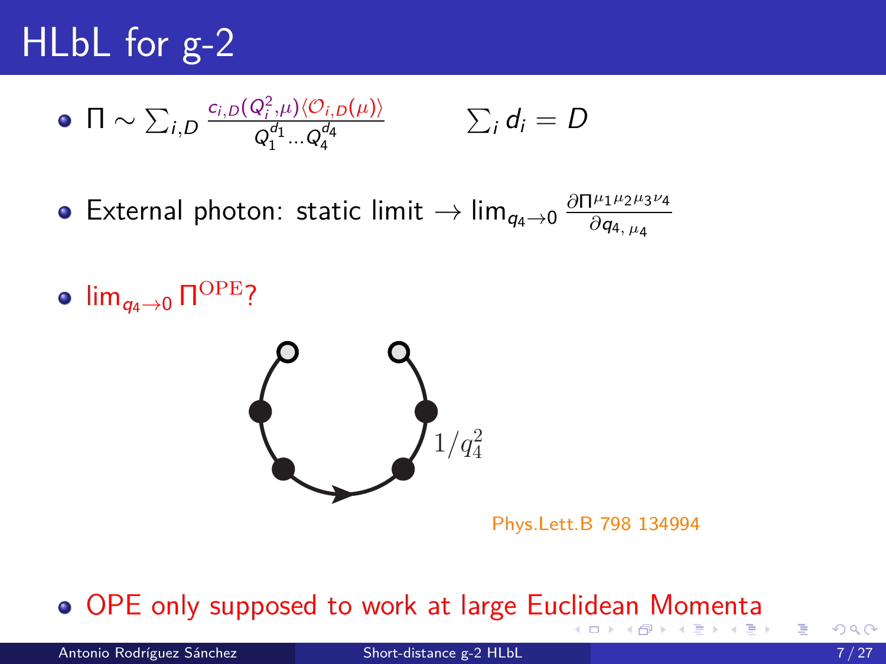# HLbL for g-2

- $\Pi \sim \sum_{i,D} \frac{c_{i,D}(Q_i^2,\mu)\langle \mathcal{O}_{i,D}(\mu)\rangle}{Q_1^{d_1} \ldots Q_4^{d_4}} \qquad \sum_i d_i = D$
- External photon: static limit $\rightarrow \lim_{q_4 \to 0} \frac{\partial \Pi^{\mu_1 \mu_2 \mu_3 \nu_4}}{\partial q_{4,\,\mu_4}}$
- $\lim_{q_4 \to 0} \Pi^{\mathrm{OPE}}$?

$1/q_4^2$

Phys.Lett.B 798 134994

- OPE only supposed to work at large Euclidean Momenta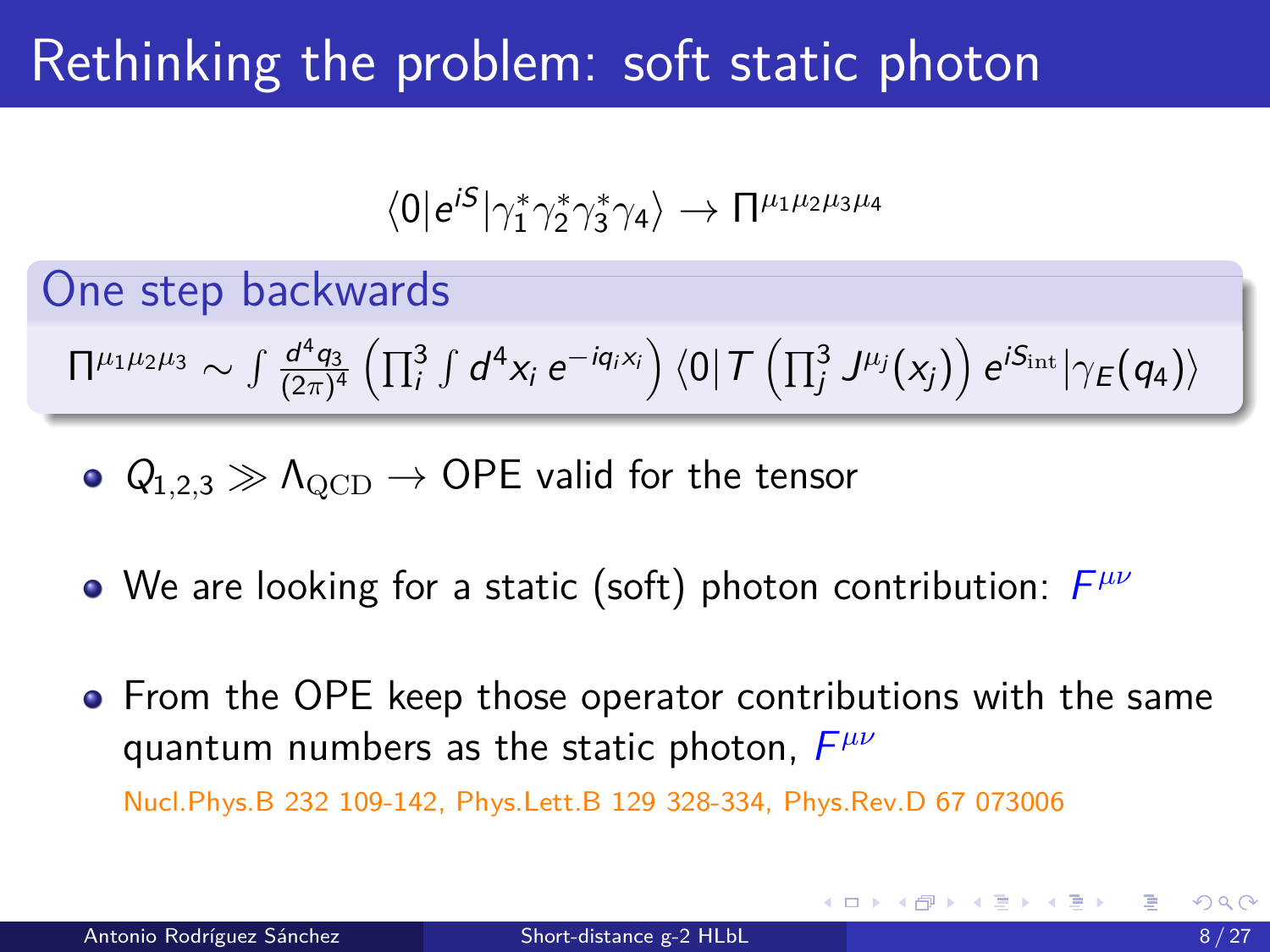# Rethinking the problem: soft static photon

$$\langle 0|e^{iS}|\gamma_1^*\gamma_2^*\gamma_3^*\gamma_4\rangle \to \Pi^{\mu_1\mu_2\mu_3\mu_4}$$

### One step backwards

$$\Pi^{\mu_1\mu_2\mu_3} \sim \int \frac{d^4q_3}{(2\pi)^4}\left(\prod_i^3 \int d^4x_i\, e^{-iq_ix_i}\right)\langle 0|T\left(\prod_j^3 J^{\mu_j}(x_j)\right)e^{iS_{\text{int}}}|\gamma_E(q_4)\rangle$$

- $Q_{1,2,3} \gg \Lambda_{\text{QCD}} \to$ OPE valid for the tensor
- We are looking for a static (soft) photon contribution: $F^{\mu\nu}$
- From the OPE keep those operator contributions with the same quantum numbers as the static photon, $F^{\mu\nu}$

  Nucl.Phys.B 232 109-142, Phys.Lett.B 129 328-334, Phys.Rev.D 67 073006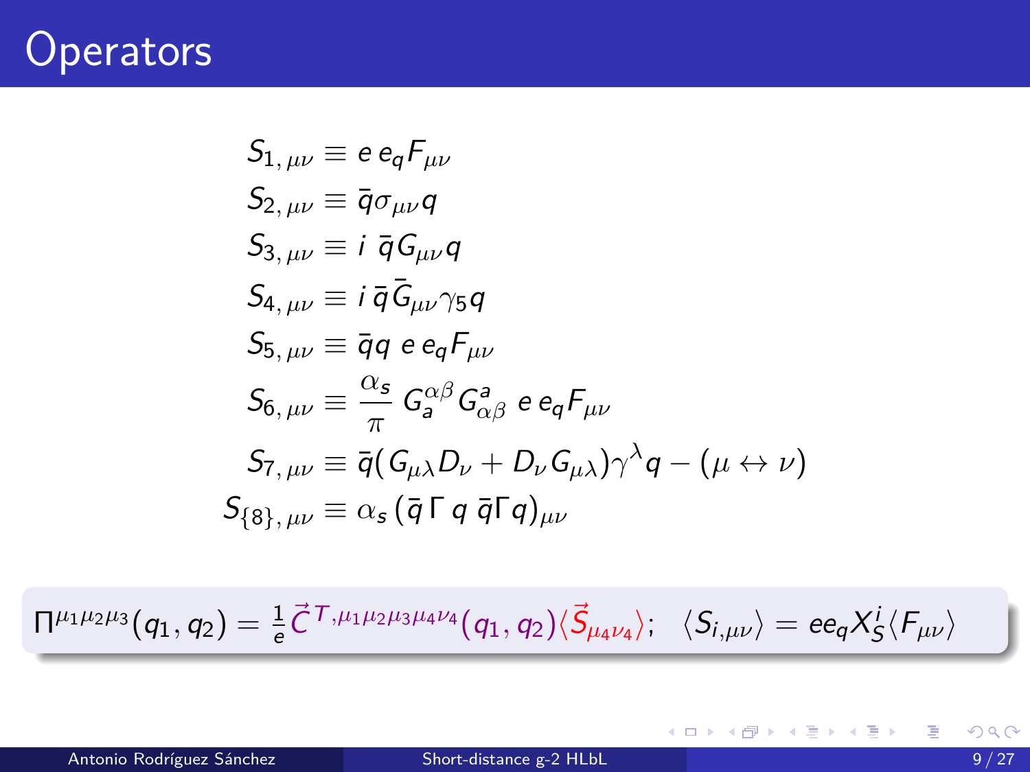# Operators

$$
\begin{aligned}
S_{1,\,\mu\nu} &\equiv e\, e_q F_{\mu\nu} \\
S_{2,\,\mu\nu} &\equiv \bar{q}\sigma_{\mu\nu} q \\
S_{3,\,\mu\nu} &\equiv i\ \bar{q} G_{\mu\nu} q \\
S_{4,\,\mu\nu} &\equiv i\, \bar{q} \bar{G}_{\mu\nu}\gamma_5 q \\
S_{5,\,\mu\nu} &\equiv \bar{q} q\ e\, e_q F_{\mu\nu} \\
S_{6,\,\mu\nu} &\equiv \frac{\alpha_s}{\pi}\, G_a^{\alpha\beta} G^a_{\alpha\beta}\ e\, e_q F_{\mu\nu} \\
S_{7,\,\mu\nu} &\equiv \bar{q}( G_{\mu\lambda} D_\nu + D_\nu G_{\mu\lambda})\gamma^\lambda q - (\mu \leftrightarrow \nu) \\
S_{\{8\},\,\mu\nu} &\equiv \alpha_s\, (\bar{q}\,\Gamma\, q\ \bar{q}\Gamma q)_{\mu\nu}
\end{aligned}
$$

$$
\Pi^{\mu_1\mu_2\mu_3}(q_1,q_2) = \frac{1}{e}\vec{C}^{\,T,\mu_1\mu_2\mu_3\mu_4\nu_4}(q_1,q_2)\langle \vec{S}_{\mu_4\nu_4}\rangle; \quad \langle S_{i,\mu\nu}\rangle = e e_q X_S^i \langle F_{\mu\nu}\rangle
$$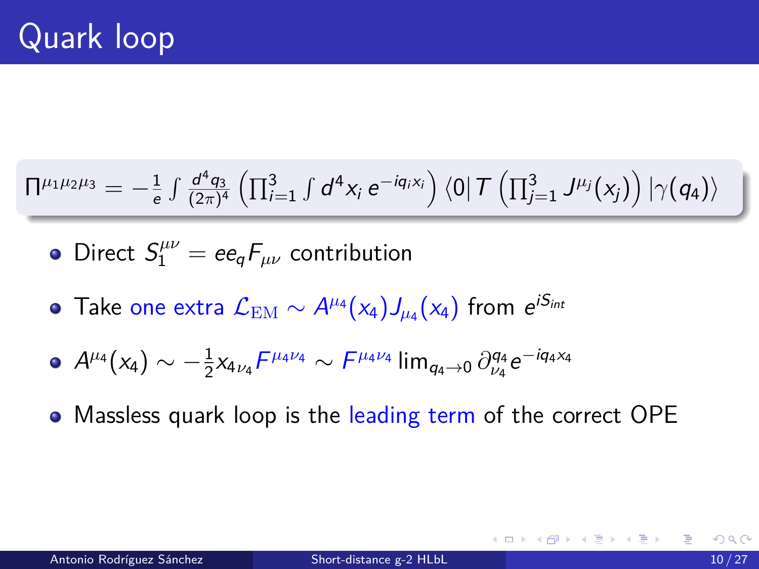# Quark loop

$$\Pi^{\mu_1\mu_2\mu_3} = -\frac{1}{e}\int \frac{d^4 q_3}{(2\pi)^4}\left(\prod_{i=1}^{3}\int d^4 x_i\, e^{-iq_i x_i}\right)\langle 0|\, T\left(\prod_{j=1}^{3} J^{\mu_j}(x_j)\right)|\gamma(q_4)\rangle$$

- Direct $S_1^{\mu\nu} = e e_q F_{\mu\nu}$ contribution
- Take one extra $\mathcal{L}_{\mathrm{EM}} \sim A^{\mu_4}(x_4) J_{\mu_4}(x_4)$ from $e^{iS_{int}}$
- $A^{\mu_4}(x_4) \sim -\frac{1}{2} x_{4\nu_4} F^{\mu_4\nu_4} \sim F^{\mu_4\nu_4} \lim_{q_4 \to 0} \partial^{q_4}_{\nu_4} e^{-iq_4 x_4}$
- Massless quark loop is the leading term of the correct OPE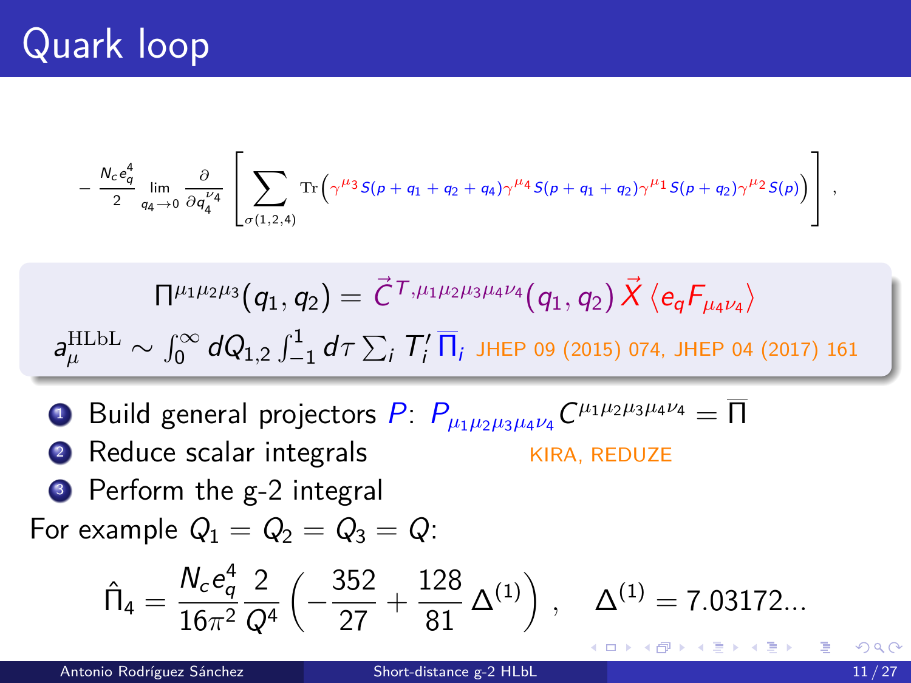# Quark loop

$$
-\frac{N_c e_q^4}{2} \lim_{q_4 \to 0} \frac{\partial}{\partial q_4^{\nu_4}} \left[ \sum_{\sigma(1,2,4)} \mathrm{Tr}\Big( \gamma^{\mu_3} S(p+q_1+q_2+q_4) \gamma^{\mu_4} S(p+q_1+q_2) \gamma^{\mu_1} S(p+q_2) \gamma^{\mu_2} S(p) \Big) \right] ,
$$

$$
\Pi^{\mu_1\mu_2\mu_3}(q_1, q_2) = \vec{C}^{T,\mu_1\mu_2\mu_3\mu_4\nu_4}(q_1, q_2)\, \vec{X}\, \langle e_q F_{\mu_4\nu_4} \rangle
$$

$$
a_\mu^{\mathrm{HLbL}} \sim \int_0^\infty dQ_{1,2} \int_{-1}^{1} d\tau \sum_i T_i' \, \overline{\Pi}_i
$$

JHEP 09 (2015) 074, JHEP 04 (2017) 161

1. Build general projectors $P$: $P_{\mu_1\mu_2\mu_3\mu_4\nu_4} C^{\mu_1\mu_2\mu_3\mu_4\nu_4} = \overline{\Pi}$
2. Reduce scalar integrals — KIRA, REDUZE
3. Perform the g-2 integral

For example $Q_1 = Q_2 = Q_3 = Q$:

$$
\hat{\Pi}_4 = \frac{N_c e_q^4}{16\pi^2} \frac{2}{Q^4} \left( -\frac{352}{27} + \frac{128}{81} \Delta^{(1)} \right) , \quad \Delta^{(1)} = 7.03172...
$$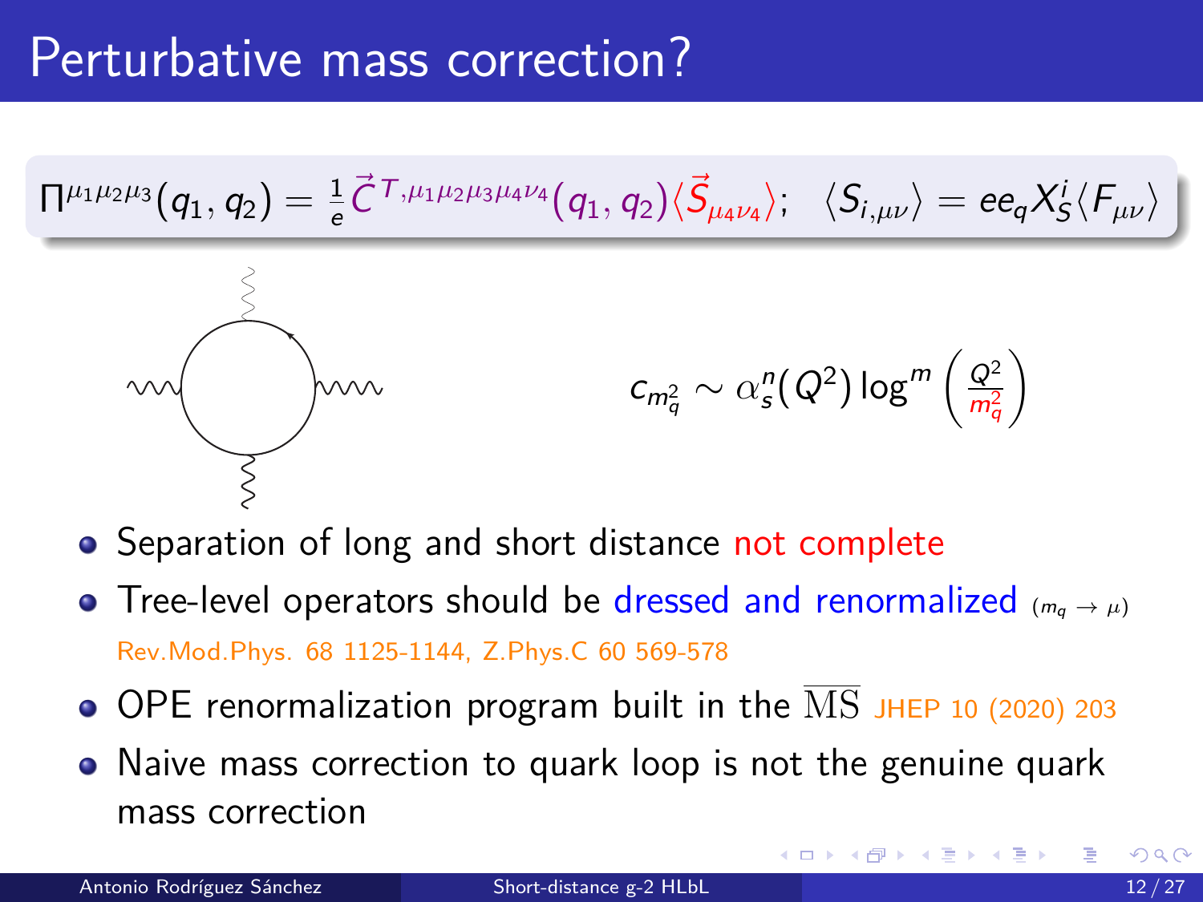# Perturbative mass correction?

$$\Pi^{\mu_1\mu_2\mu_3}(q_1,q_2) = \frac{1}{e}\vec{C}^{T,\mu_1\mu_2\mu_3\mu_4\nu_4}(q_1,q_2)\langle\vec{S}_{\mu_4\nu_4}\rangle; \quad \langle S_{i,\mu\nu}\rangle = ee_q X_S^i\langle F_{\mu\nu}\rangle$$

$$c_{m_q^2} \sim \alpha_s^n(Q^2)\log^m\left(\frac{Q^2}{m_q^2}\right)$$

- Separation of long and short distance not complete
- Tree-level operators should be dressed and renormalized $(m_q \to \mu)$ Rev.Mod.Phys. 68 1125-1144, Z.Phys.C 60 569-578
- OPE renormalization program built in the $\overline{\mathrm{MS}}$ JHEP 10 (2020) 203
- Naive mass correction to quark loop is not the genuine quark mass correction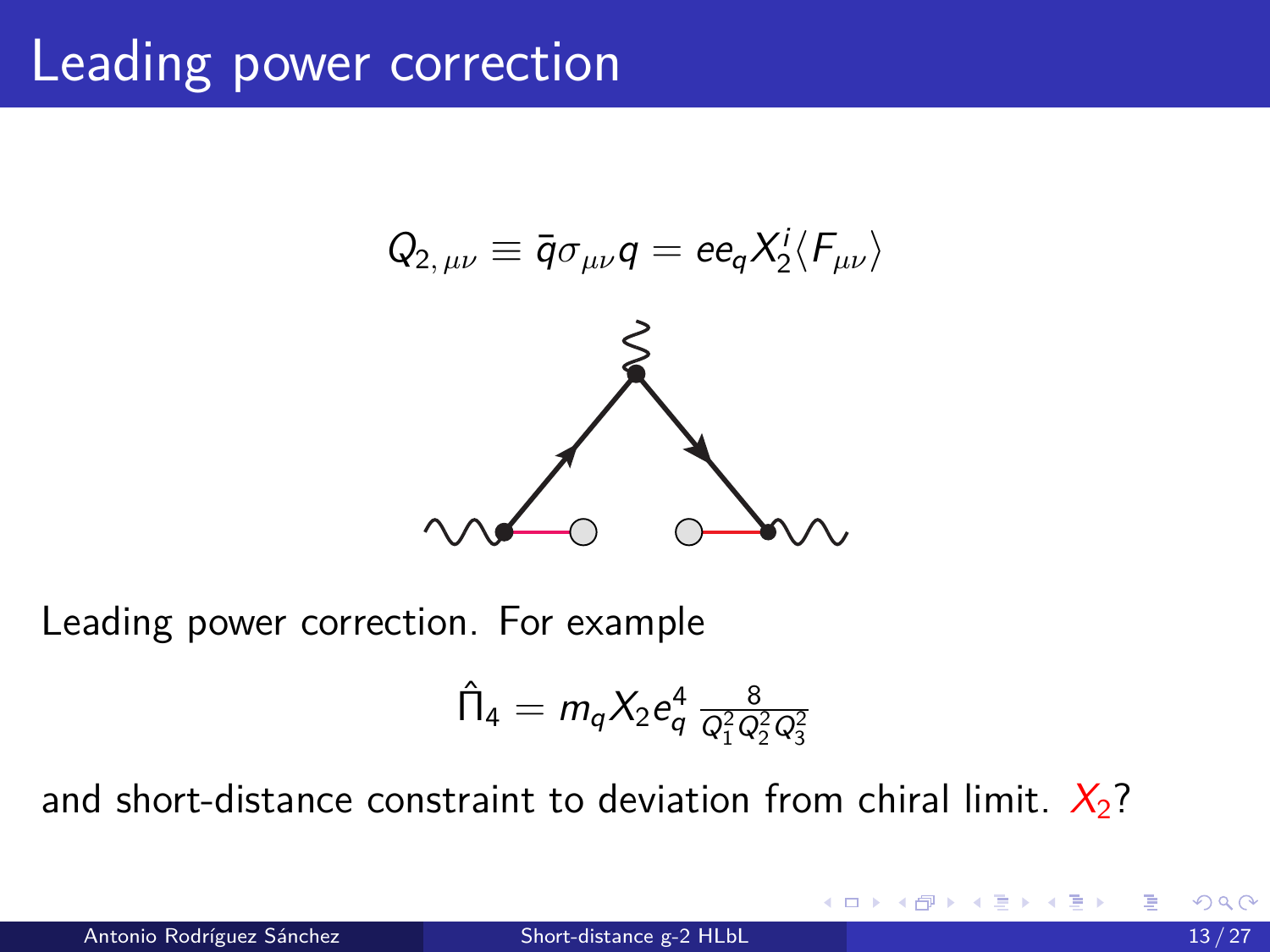# Leading power correction

$$Q_{2,\,\mu\nu} \equiv \bar{q}\sigma_{\mu\nu}q = ee_q X_2^i \langle F_{\mu\nu} \rangle$$

Leading power correction. For example

$$\hat{\Pi}_4 = m_q X_2 e_q^4 \, \frac{8}{Q_1^2 Q_2^2 Q_3^2}$$

and short-distance constraint to deviation from chiral limit. $X_2$?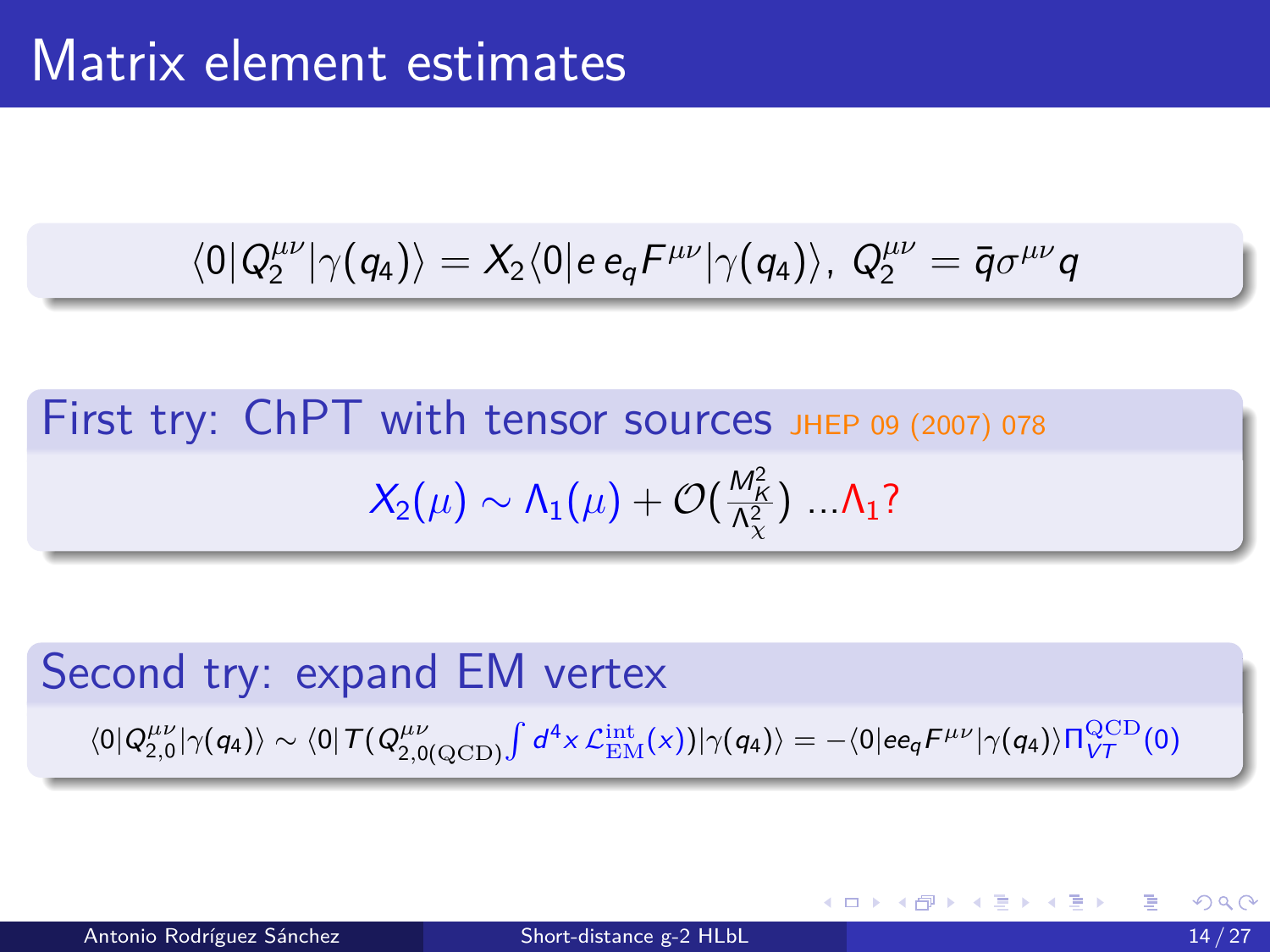# Matrix element estimates

$$\langle 0|Q_2^{\mu\nu}|\gamma(q_4)\rangle = X_2\langle 0|e\, e_q F^{\mu\nu}|\gamma(q_4)\rangle,\ Q_2^{\mu\nu} = \bar{q}\sigma^{\mu\nu}q$$

## First try: ChPT with tensor sources JHEP 09 (2007) 078

$$X_2(\mu) \sim \Lambda_1(\mu) + \mathcal{O}\left(\frac{M_K^2}{\Lambda_\chi^2}\right)\ ...\Lambda_1?$$

## Second try: expand EM vertex

$$\langle 0|Q_{2,0}^{\mu\nu}|\gamma(q_4)\rangle \sim \langle 0|T(Q_{2,0(\mathrm{QCD})}^{\mu\nu}\int d^4x\,\mathcal{L}_{\mathrm{EM}}^{\mathrm{int}}(x))|\gamma(q_4)\rangle = -\langle 0|ee_qF^{\mu\nu}|\gamma(q_4)\rangle\Pi_{VT}^{\mathrm{QCD}}(0)$$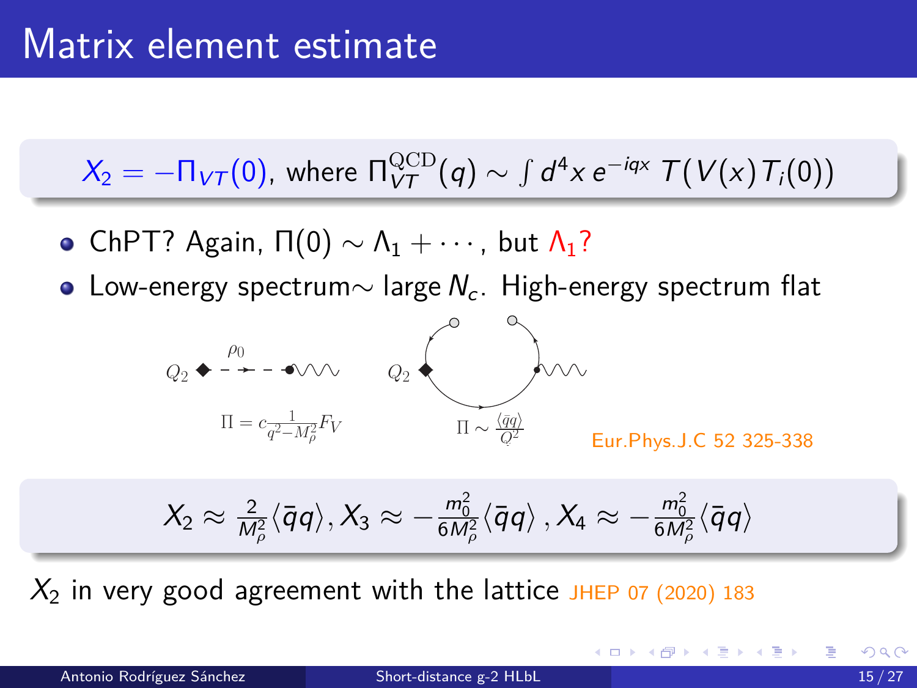# Matrix element estimate

$X_2 = -\Pi_{VT}(0)$, where $\Pi_{VT}^{\text{QCD}}(q) \sim \int d^4x\, e^{-iqx}\, T(V(x)T_i(0))$

- ChPT? Again, $\Pi(0) \sim \Lambda_1 + \cdots$, but $\Lambda_1$?
- Low-energy spectrum$\sim$ large $N_c$. High-energy spectrum flat

$Q_2$ $\rho_0$ $\Pi = c\frac{1}{q^2 - M_\rho^2}F_V$

$Q_2$ $\Pi \sim \frac{\langle \bar{q}q\rangle}{Q^2}$

Eur.Phys.J.C 52 325-338

$$X_2 \approx \frac{2}{M_\rho^2}\langle \bar{q}q\rangle, X_3 \approx -\frac{m_0^2}{6M_\rho^2}\langle \bar{q}q\rangle\,, X_4 \approx -\frac{m_0^2}{6M_\rho^2}\langle \bar{q}q\rangle$$

$X_2$ in very good agreement with the lattice JHEP 07 (2020) 183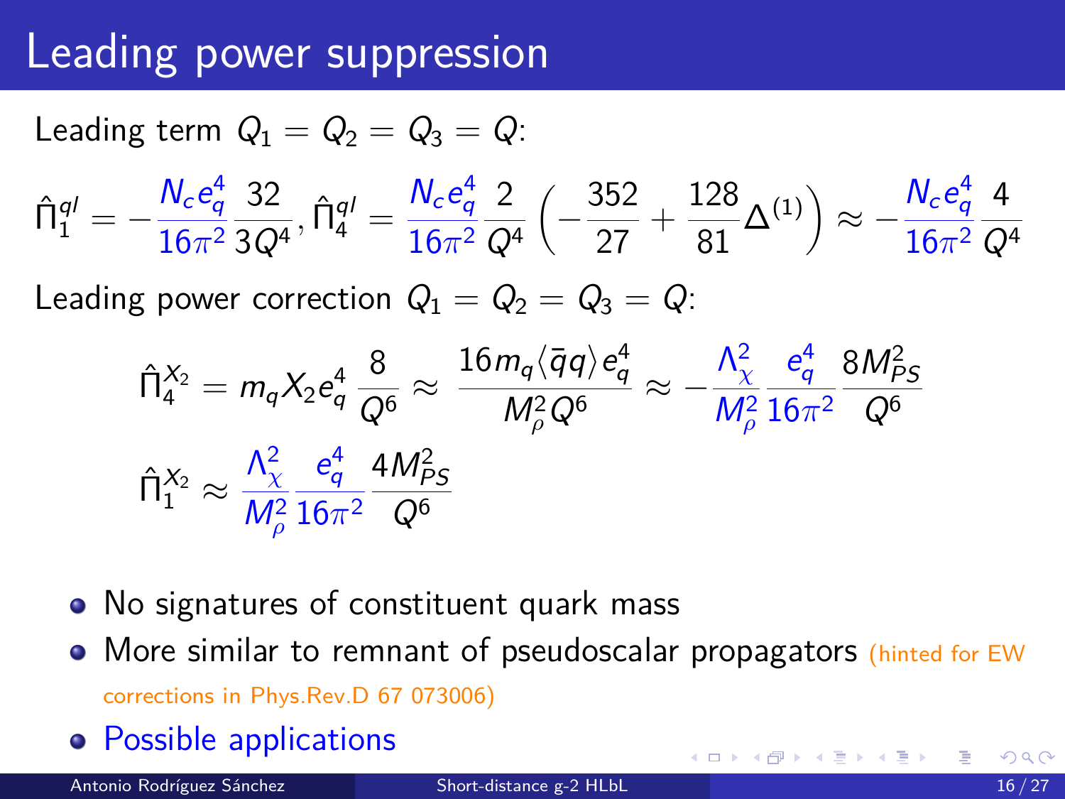# Leading power suppression

Leading term $Q_1 = Q_2 = Q_3 = Q$:

$$\hat{\Pi}_1^{ql} = -\frac{N_c e_q^4}{16\pi^2}\frac{32}{3Q^4}, \hat{\Pi}_4^{ql} = \frac{N_c e_q^4}{16\pi^2}\frac{2}{Q^4}\left(-\frac{352}{27} + \frac{128}{81}\Delta^{(1)}\right) \approx -\frac{N_c e_q^4}{16\pi^2}\frac{4}{Q^4}$$

Leading power correction $Q_1 = Q_2 = Q_3 = Q$:

$$\hat{\Pi}_4^{X_2} = m_q X_2 e_q^4 \frac{8}{Q^6} \approx \frac{16 m_q \langle \bar{q} q\rangle e_q^4}{M_\rho^2 Q^6} \approx -\frac{\Lambda_\chi^2}{M_\rho^2}\frac{e_q^4}{16\pi^2}\frac{8M_{PS}^2}{Q^6}$$

$$\hat{\Pi}_1^{X_2} \approx \frac{\Lambda_\chi^2}{M_\rho^2}\frac{e_q^4}{16\pi^2}\frac{4M_{PS}^2}{Q^6}$$

- No signatures of constituent quark mass
- More similar to remnant of pseudoscalar propagators (hinted for EW corrections in Phys.Rev.D 67 073006)
- Possible applications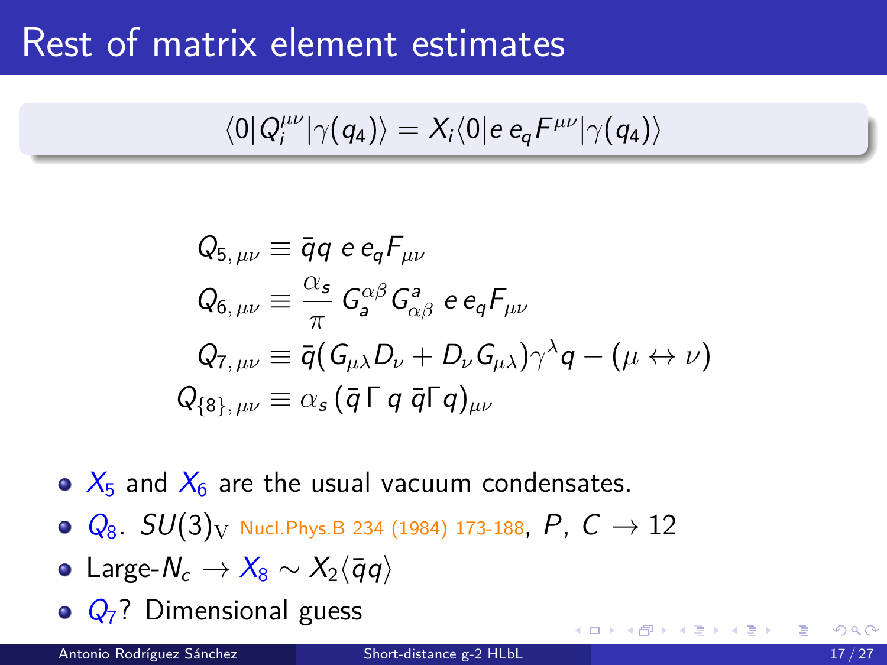# Rest of matrix element estimates

$$\langle 0|Q_i^{\mu\nu}|\gamma(q_4)\rangle = X_i \langle 0|e\, e_q F^{\mu\nu}|\gamma(q_4)\rangle$$

$$
\begin{aligned}
Q_{5,\,\mu\nu} &\equiv \bar{q}q\ e\, e_q F_{\mu\nu} \\
Q_{6,\,\mu\nu} &\equiv \frac{\alpha_s}{\pi}\, G_a^{\alpha\beta} G^a_{\alpha\beta}\ e\, e_q F_{\mu\nu} \\
Q_{7,\,\mu\nu} &\equiv \bar{q}(G_{\mu\lambda} D_\nu + D_\nu G_{\mu\lambda})\gamma^\lambda q - (\mu \leftrightarrow \nu) \\
Q_{\{8\},\,\mu\nu} &\equiv \alpha_s\, (\bar{q}\,\Gamma\, q\ \bar{q}\Gamma q)_{\mu\nu}
\end{aligned}
$$

- $X_5$ and $X_6$ are the usual vacuum condensates.
- $Q_8$. $SU(3)_{\mathrm{V}}$ Nucl.Phys.B 234 (1984) 173-188, $P,\ C \to 12$
- Large-$N_c \to X_8 \sim X_2 \langle \bar{q}q \rangle$
- $Q_7$? Dimensional guess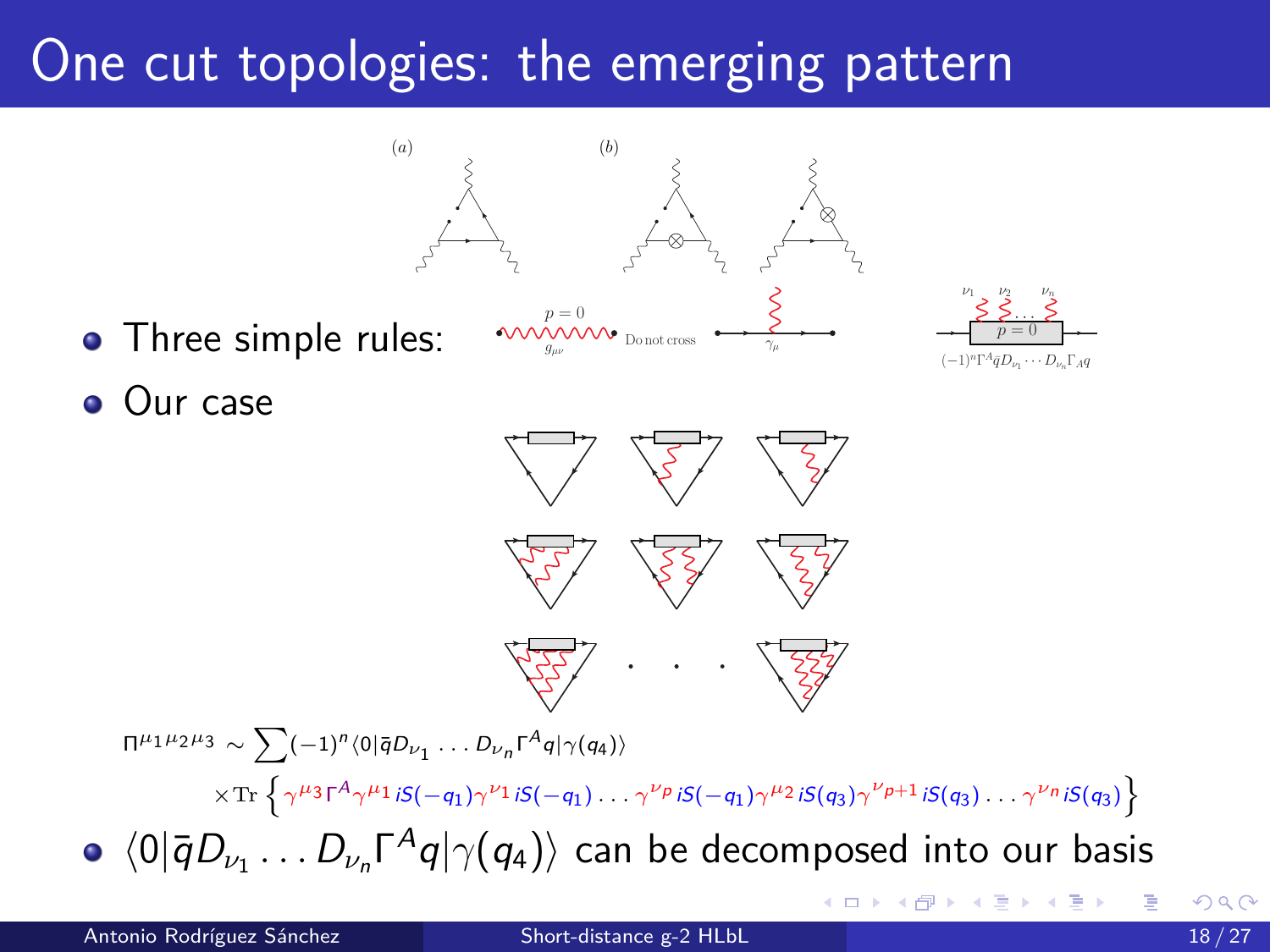# One cut topologies: the emerging pattern

- Three simple rules:

$p=0$, $g_{\mu\nu}$ — Do not cross — $\gamma_\mu$ — $(-1)^n \Gamma^A \bar{q} D_{\nu_1} \cdots D_{\nu_n} \Gamma_A q$

- Our case

$$\Pi^{\mu_1\mu_2\mu_3} \sim \sum (-1)^n \langle 0|\bar{q} D_{\nu_1} \dots D_{\nu_n} \Gamma^A q|\gamma(q_4)\rangle$$
$$\times \mathrm{Tr}\left\{ \gamma^{\mu_3} \Gamma^A \gamma^{\mu_1} iS(-q_1) \gamma^{\nu_1} iS(-q_1) \dots \gamma^{\nu_p} iS(-q_1) \gamma^{\mu_2} iS(q_3) \gamma^{\nu_{p+1}} iS(q_3) \dots \gamma^{\nu_n} iS(q_3) \right\}$$

- $\langle 0|\bar{q} D_{\nu_1} \dots D_{\nu_n} \Gamma^A q|\gamma(q_4)\rangle$ can be decomposed into our basis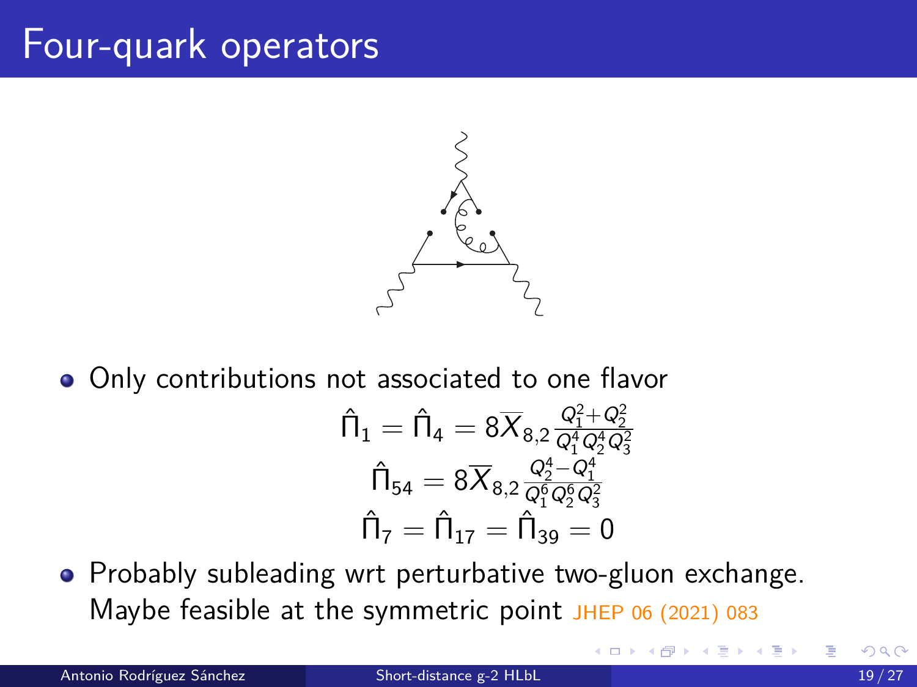# Four-quark operators

- Only contributions not associated to one flavor

$$\hat{\Pi}_1 = \hat{\Pi}_4 = 8\overline{X}_{8,2}\frac{Q_1^2+Q_2^2}{Q_1^4 Q_2^4 Q_3^2}$$

$$\hat{\Pi}_{54} = 8\overline{X}_{8,2}\frac{Q_2^4-Q_1^4}{Q_1^6 Q_2^6 Q_3^2}$$

$$\hat{\Pi}_7 = \hat{\Pi}_{17} = \hat{\Pi}_{39} = 0$$

- Probably subleading wrt perturbative two-gluon exchange. Maybe feasible at the symmetric point JHEP 06 (2021) 083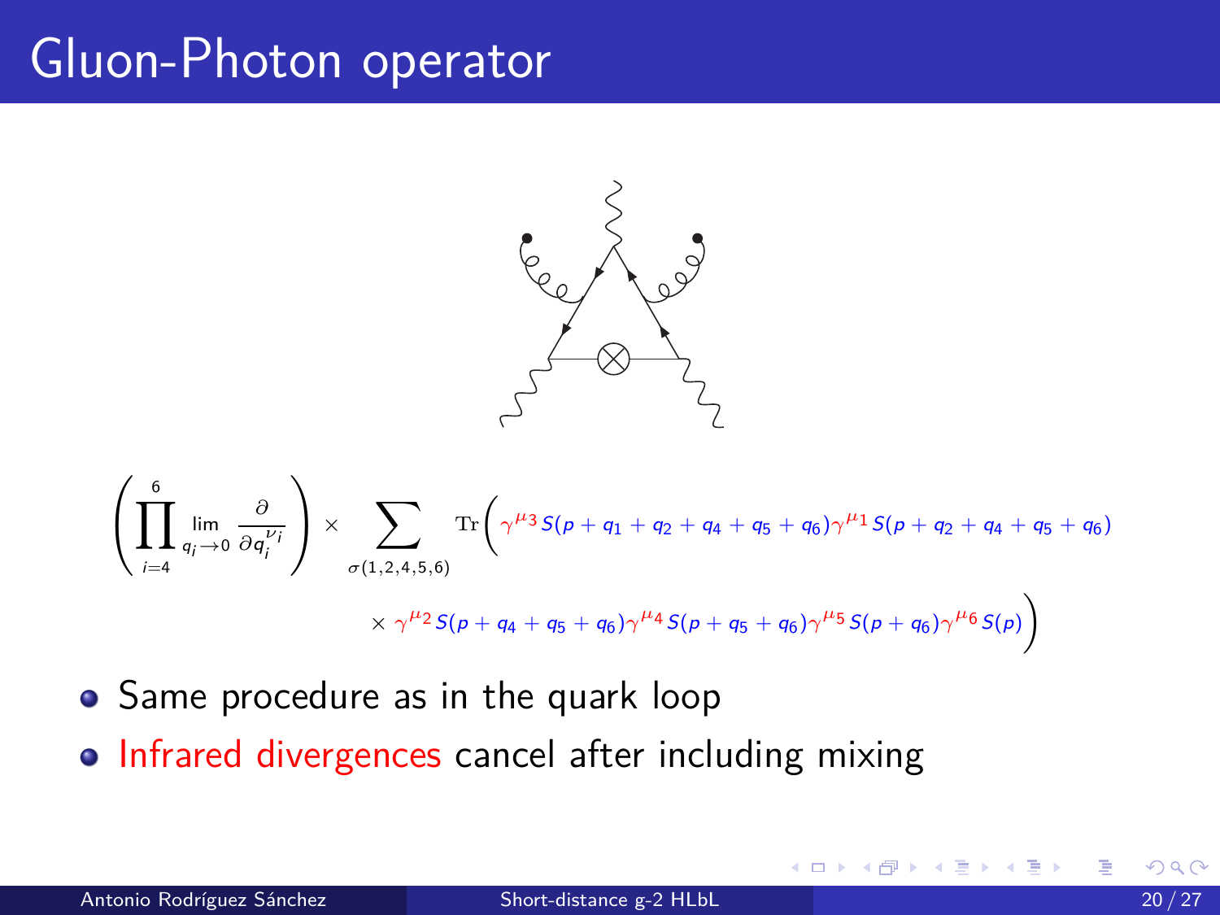# Gluon-Photon operator

$$\left(\prod_{i=4}^{6} \lim_{q_i \to 0} \frac{\partial}{\partial q_i^{\nu_i}}\right) \times \sum_{\sigma(1,2,4,5,6)} \mathrm{Tr}\Big(\gamma^{\mu_3} S(p+q_1+q_2+q_4+q_5+q_6)\gamma^{\mu_1} S(p+q_2+q_4+q_5+q_6)$$

$$\times \gamma^{\mu_2} S(p+q_4+q_5+q_6)\gamma^{\mu_4} S(p+q_5+q_6)\gamma^{\mu_5} S(p+q_6)\gamma^{\mu_6} S(p)\Big)$$

- Same procedure as in the quark loop
- Infrared divergences cancel after including mixing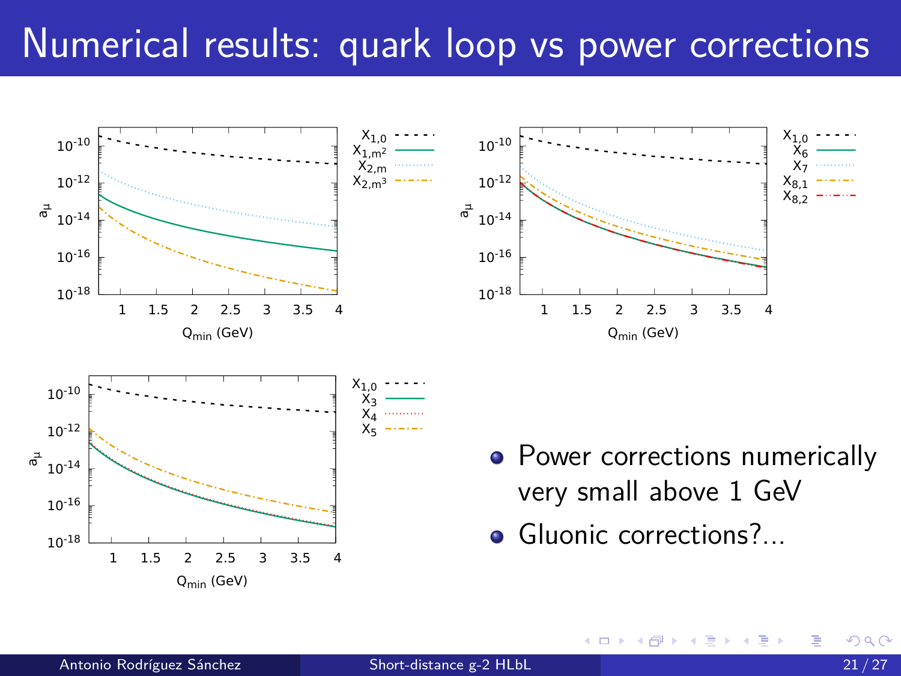# Numerical results: quark loop vs power corrections

- Power corrections numerically very small above 1 GeV
- Gluonic corrections?...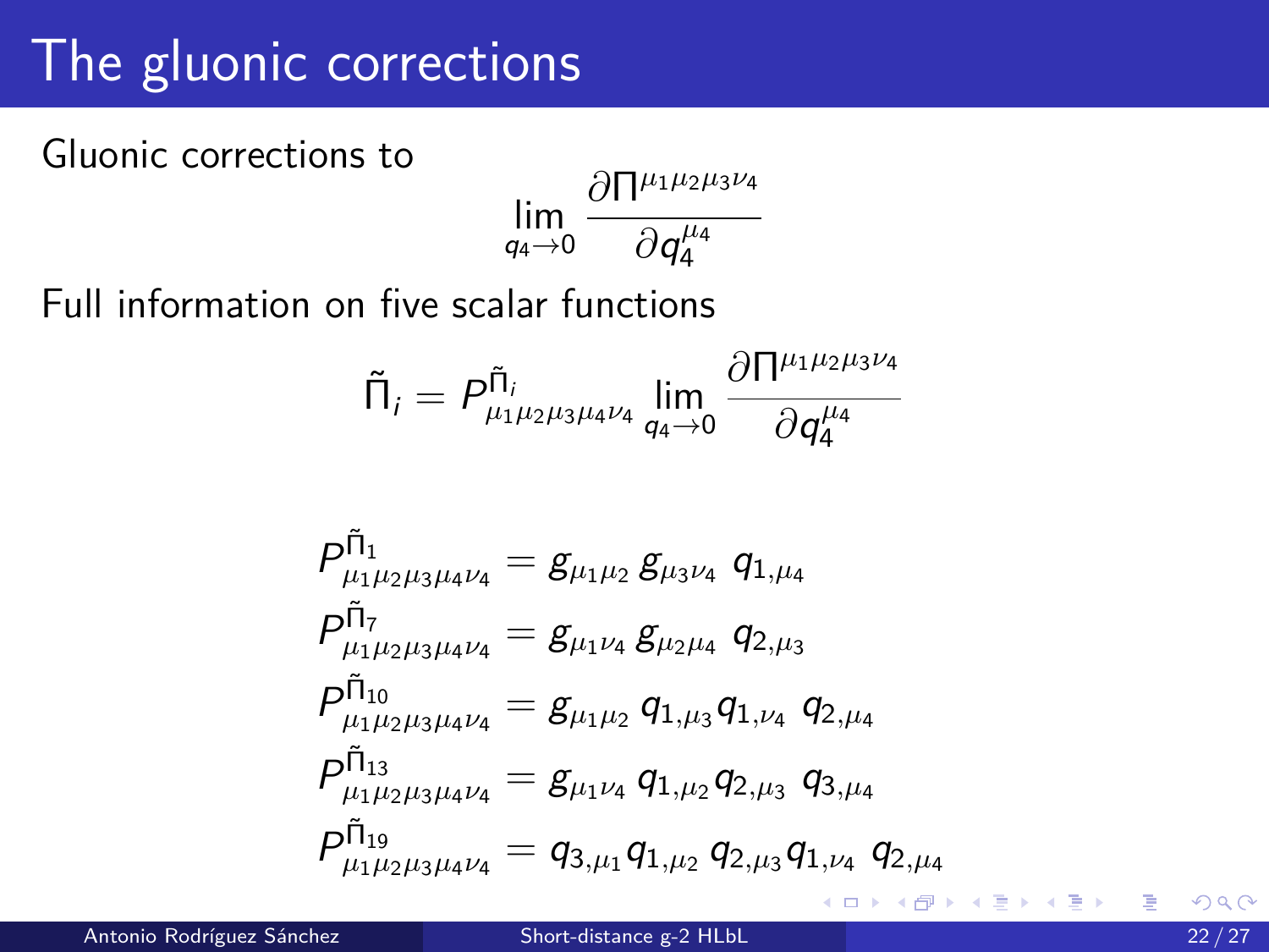# The gluonic corrections

Gluonic corrections to

$$\lim_{q_4 \to 0} \frac{\partial \Pi^{\mu_1\mu_2\mu_3\nu_4}}{\partial q_4^{\mu_4}}$$

Full information on five scalar functions

$$\tilde{\Pi}_i = P^{\tilde{\Pi}_i}_{\mu_1\mu_2\mu_3\mu_4\nu_4} \lim_{q_4 \to 0} \frac{\partial \Pi^{\mu_1\mu_2\mu_3\nu_4}}{\partial q_4^{\mu_4}}$$

$$P^{\tilde{\Pi}_1}_{\mu_1\mu_2\mu_3\mu_4\nu_4} = g_{\mu_1\mu_2}\, g_{\mu_3\nu_4}\; q_{1,\mu_4}$$
$$P^{\tilde{\Pi}_7}_{\mu_1\mu_2\mu_3\mu_4\nu_4} = g_{\mu_1\nu_4}\, g_{\mu_2\mu_4}\; q_{2,\mu_3}$$
$$P^{\tilde{\Pi}_{10}}_{\mu_1\mu_2\mu_3\mu_4\nu_4} = g_{\mu_1\mu_2}\, q_{1,\mu_3} q_{1,\nu_4}\; q_{2,\mu_4}$$
$$P^{\tilde{\Pi}_{13}}_{\mu_1\mu_2\mu_3\mu_4\nu_4} = g_{\mu_1\nu_4}\, q_{1,\mu_2} q_{2,\mu_3}\; q_{3,\mu_4}$$
$$P^{\tilde{\Pi}_{19}}_{\mu_1\mu_2\mu_3\mu_4\nu_4} = q_{3,\mu_1} q_{1,\mu_2}\, q_{2,\mu_3} q_{1,\nu_4}\; q_{2,\mu_4}$$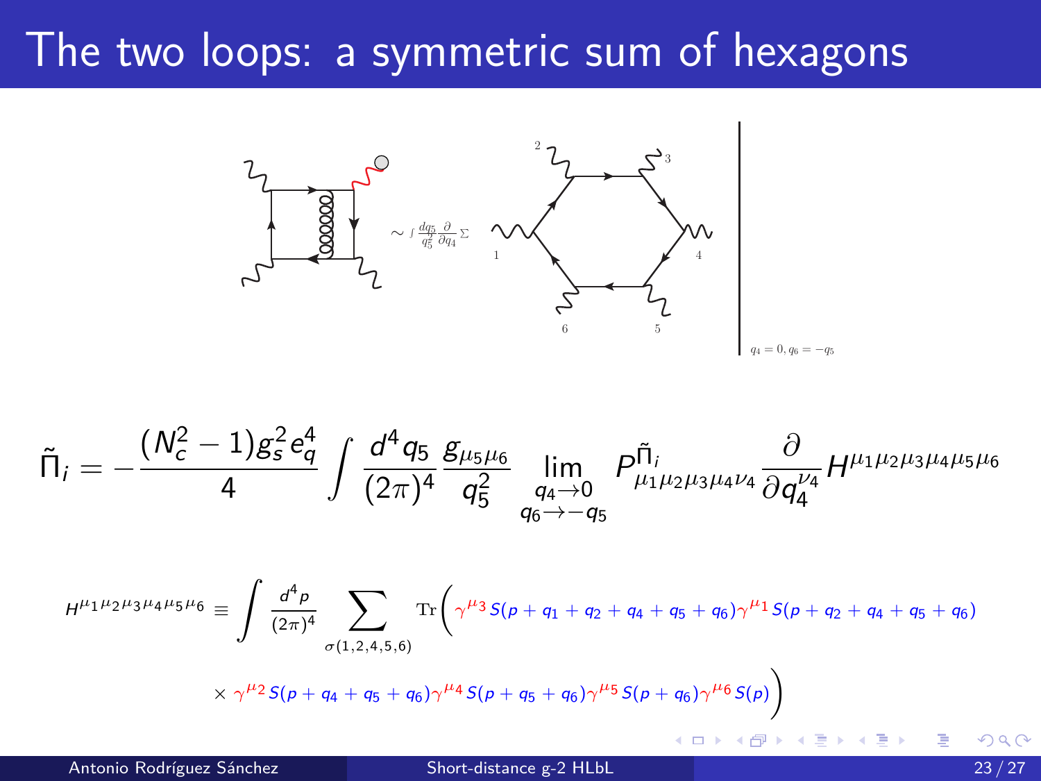# The two loops: a symmetric sum of hexagons

$\sim \int \frac{dq_5}{q_5^2} \frac{\partial}{\partial q_4} \Sigma$

$q_4 = 0, q_6 = -q_5$

$$\tilde{\Pi}_i = -\frac{(N_c^2 - 1) g_s^2 e_q^4}{4} \int \frac{d^4 q_5}{(2\pi)^4} \frac{g_{\mu_5 \mu_6}}{q_5^2} \lim_{\substack{q_4 \to 0 \\ q_6 \to -q_5}} P^{\tilde{\Pi}_i}_{\mu_1 \mu_2 \mu_3 \mu_4 \nu_4} \frac{\partial}{\partial q_4^{\nu_4}} H^{\mu_1 \mu_2 \mu_3 \mu_4 \mu_5 \mu_6}$$

$$H^{\mu_1 \mu_2 \mu_3 \mu_4 \mu_5 \mu_6} \equiv \int \frac{d^4 p}{(2\pi)^4} \sum_{\sigma(1,2,4,5,6)} \mathrm{Tr}\Big( \gamma^{\mu_3} S(p + q_1 + q_2 + q_4 + q_5 + q_6) \gamma^{\mu_1} S(p + q_2 + q_4 + q_5 + q_6)$$

$$\times \gamma^{\mu_2} S(p + q_4 + q_5 + q_6) \gamma^{\mu_4} S(p + q_5 + q_6) \gamma^{\mu_5} S(p + q_6) \gamma^{\mu_6} S(p) \Big)$$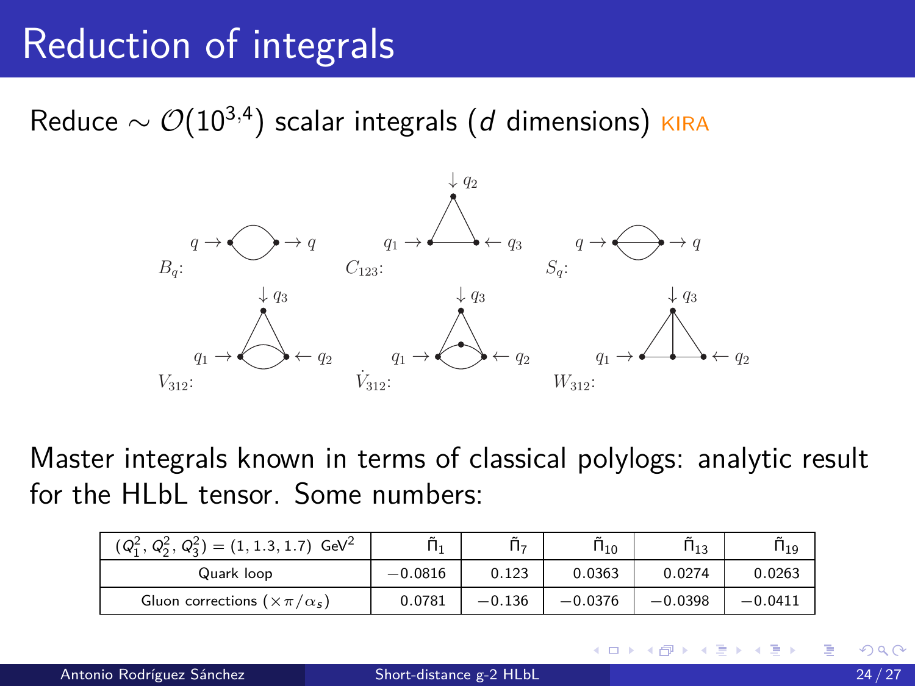# Reduction of integrals

Reduce $\sim \mathcal{O}(10^{3,4})$ scalar integrals ($d$ dimensions) KIRA

$B_q$: $q \rightarrow$ $\rightarrow q$

$C_{123}$: $q_1 \rightarrow$, $\downarrow q_2$, $\leftarrow q_3$

$S_q$: $q \rightarrow$ $\rightarrow q$

$V_{312}$: $q_1 \rightarrow$, $\downarrow q_3$, $\leftarrow q_2$

$\dot{V}_{312}$: $q_1 \rightarrow$, $\downarrow q_3$, $\leftarrow q_2$

$W_{312}$: $q_1 \rightarrow$, $\downarrow q_3$, $\leftarrow q_2$

Master integrals known in terms of classical polylogs: analytic result for the HLbL tensor. Some numbers:

| $(Q_1^2, Q_2^2, Q_3^2) = (1, 1.3, 1.7)$ GeV$^2$ | $\tilde{\Pi}_1$ | $\tilde{\Pi}_7$ | $\tilde{\Pi}_{10}$ | $\tilde{\Pi}_{13}$ | $\tilde{\Pi}_{19}$ |
|---|---|---|---|---|---|
| Quark loop | $-0.0816$ | $0.123$ | $0.0363$ | $0.0274$ | $0.0263$ |
| Gluon corrections $(\times \pi/\alpha_s)$ | $0.0781$ | $-0.136$ | $-0.0376$ | $-0.0398$ | $-0.0411$ |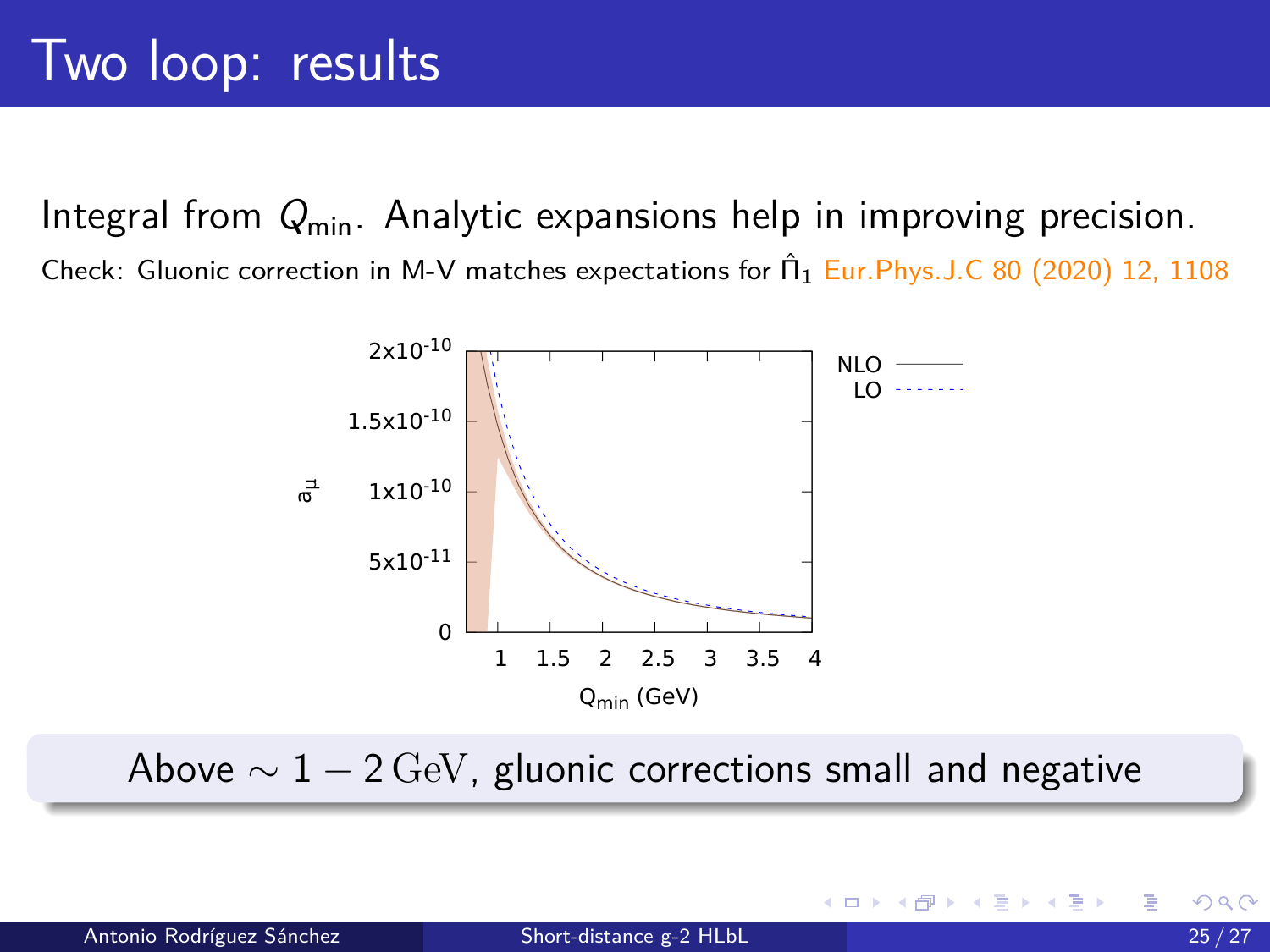# Two loop: results

Integral from $Q_{\min}$. Analytic expansions help in improving precision.

Check: Gluonic correction in M-V matches expectations for $\hat{\Pi}_1$ Eur.Phys.J.C 80 (2020) 12, 1108

Above $\sim 1 - 2\,\mathrm{GeV}$, gluonic corrections small and negative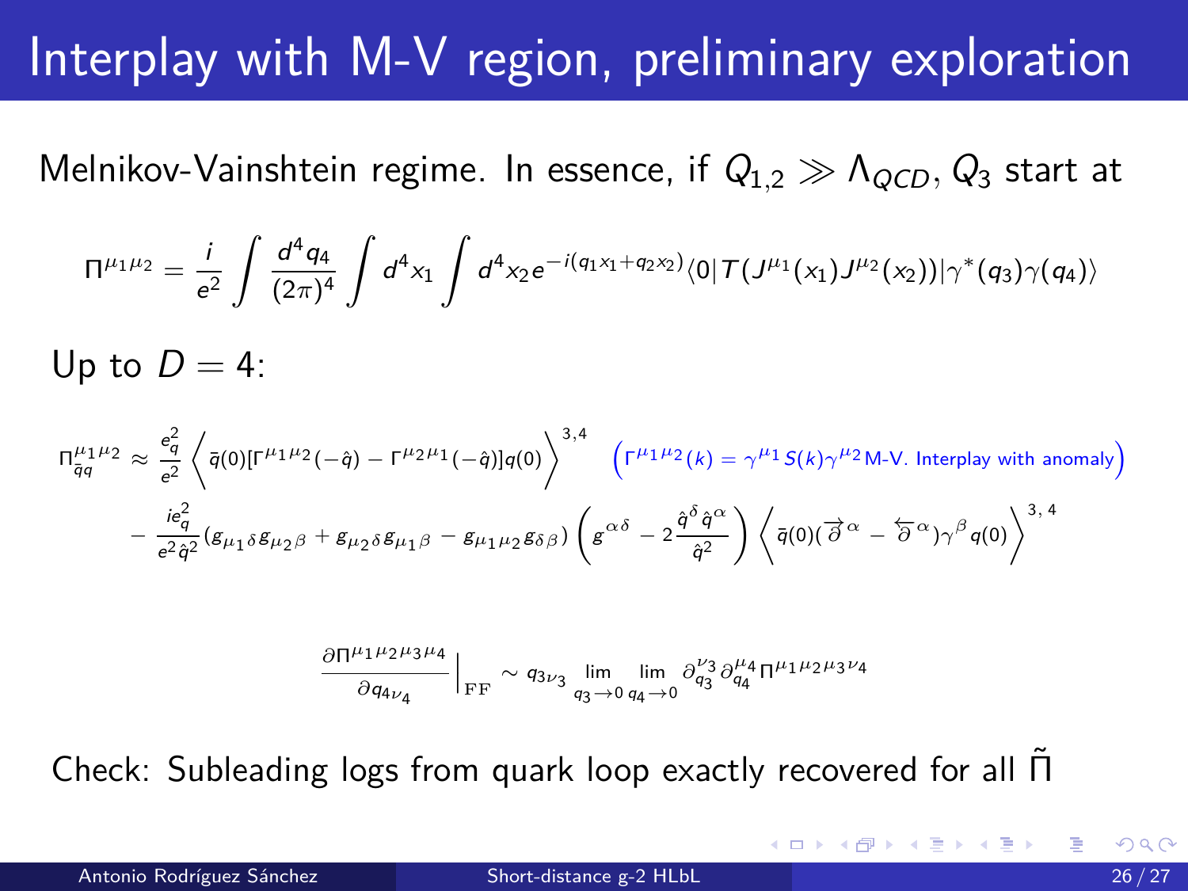# Interplay with M-V region, preliminary exploration

Melnikov-Vainshtein regime. In essence, if $Q_{1,2} \gg \Lambda_{QCD}$, $Q_3$ start at

$$\Pi^{\mu_1\mu_2} = \frac{i}{e^2}\int \frac{d^4 q_4}{(2\pi)^4}\int d^4 x_1 \int d^4 x_2 e^{-i(q_1 x_1 + q_2 x_2)} \langle 0|T(J^{\mu_1}(x_1)J^{\mu_2}(x_2))|\gamma^*(q_3)\gamma(q_4)\rangle$$

Up to $D = 4$:

$$\Pi^{\mu_1\mu_2}_{\bar{q}q} \approx \frac{e_q^2}{e^2}\left\langle \bar{q}(0)[\Gamma^{\mu_1\mu_2}(-\hat{q}) - \Gamma^{\mu_2\mu_1}(-\hat{q})]q(0)\right\rangle^{3,4} \quad \left(\Gamma^{\mu_1\mu_2}(k) = \gamma^{\mu_1}S(k)\gamma^{\mu_2} \text{ M-V. Interplay with anomaly}\right)$$

$$- \frac{ie_q^2}{e^2\hat{q}^2}(g_{\mu_1\delta}g_{\mu_2\beta} + g_{\mu_2\delta}g_{\mu_1\beta} - g_{\mu_1\mu_2}g_{\delta\beta})\left(g^{\alpha\delta} - 2\frac{\hat{q}^\delta\hat{q}^\alpha}{\hat{q}^2}\right)\left\langle \bar{q}(0)(\overrightarrow{\partial}^\alpha - \overleftarrow{\partial}^\alpha)\gamma^\beta q(0)\right\rangle^{3,4}$$

$$\frac{\partial\Pi^{\mu_1\mu_2\mu_3\mu_4}}{\partial q_{4\nu_4}}\Big|_{\mathrm{FF}} \sim q_{3\nu_3}\lim_{q_3\to 0}\lim_{q_4\to 0}\partial^{\nu_3}_{q_3}\partial^{\mu_4}_{q_4}\Pi^{\mu_1\mu_2\mu_3\nu_4}$$

Check: Subleading logs from quark loop exactly recovered for all $\tilde{\Pi}$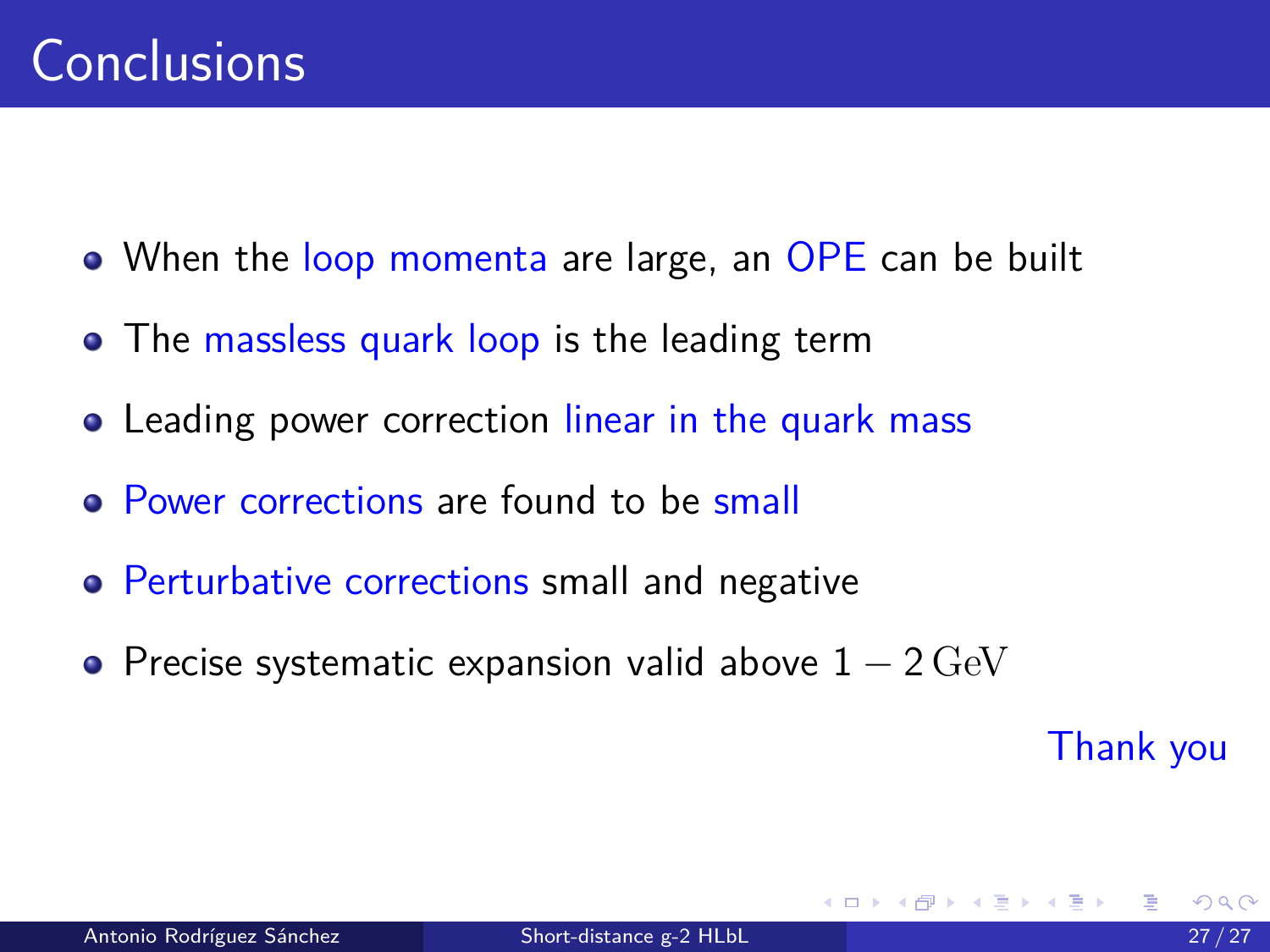# Conclusions

- When the loop momenta are large, an OPE can be built
- The massless quark loop is the leading term
- Leading power correction linear in the quark mass
- Power corrections are found to be small
- Perturbative corrections small and negative
- Precise systematic expansion valid above $1 - 2\,\mathrm{GeV}$

Thank you